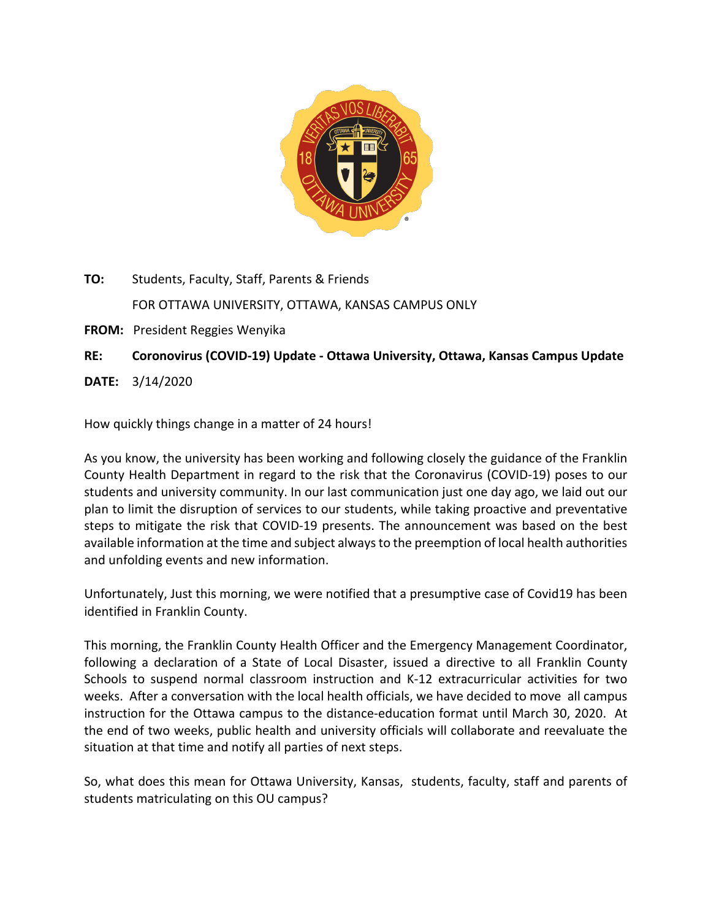**TO:** Students, Faculty, Staff, Parents & Friends

FOR OTTAWA UNIVERSITY, OTTAWA, KANSAS CAMPUS ONLY

**FROM:** President Reggies Wenyika

**RE:** **Coronovirus (COVID-19) Update - Ottawa University, Ottawa, Kansas Campus Update**

**DATE:** 3/14/2020

How quickly things change in a matter of 24 hours!

As you know, the university has been working and following closely the guidance of the Franklin County Health Department in regard to the risk that the Coronavirus (COVID-19) poses to our students and university community. In our last communication just one day ago, we laid out our plan to limit the disruption of services to our students, while taking proactive and preventative steps to mitigate the risk that COVID-19 presents. The announcement was based on the best available information at the time and subject always to the preemption of local health authorities and unfolding events and new information.

Unfortunately, Just this morning, we were notified that a presumptive case of Covid19 has been identified in Franklin County.

This morning, the Franklin County Health Officer and the Emergency Management Coordinator, following a declaration of a State of Local Disaster, issued a directive to all Franklin County Schools to suspend normal classroom instruction and K-12 extracurricular activities for two weeks. After a conversation with the local health officials, we have decided to move all campus instruction for the Ottawa campus to the distance-education format until March 30, 2020. At the end of two weeks, public health and university officials will collaborate and reevaluate the situation at that time and notify all parties of next steps.

So, what does this mean for Ottawa University, Kansas, students, faculty, staff and parents of students matriculating on this OU campus?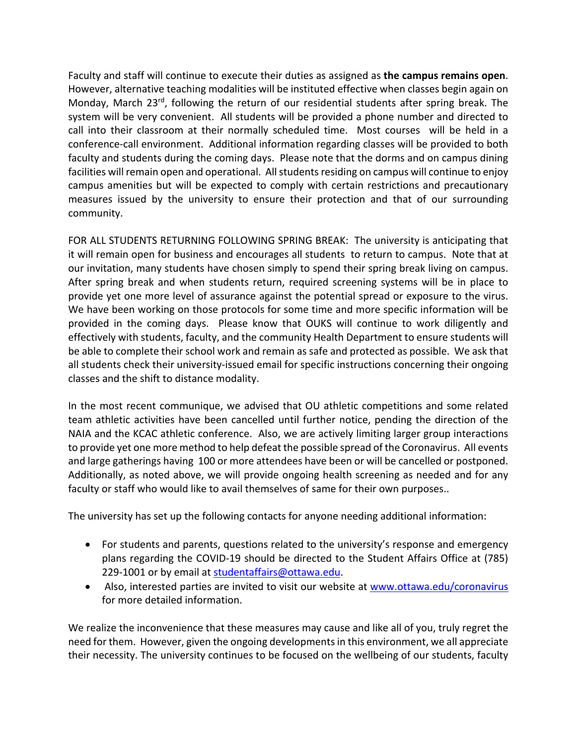Faculty and staff will continue to execute their duties as assigned as **the campus remains open**. However, alternative teaching modalities will be instituted effective when classes begin again on Monday, March 23rd, following the return of our residential students after spring break. The system will be very convenient. All students will be provided a phone number and directed to call into their classroom at their normally scheduled time. Most courses will be held in a conference-call environment. Additional information regarding classes will be provided to both faculty and students during the coming days. Please note that the dorms and on campus dining facilities will remain open and operational. All students residing on campus will continue to enjoy campus amenities but will be expected to comply with certain restrictions and precautionary measures issued by the university to ensure their protection and that of our surrounding community.

FOR ALL STUDENTS RETURNING FOLLOWING SPRING BREAK: The university is anticipating that it will remain open for business and encourages all students to return to campus. Note that at our invitation, many students have chosen simply to spend their spring break living on campus. After spring break and when students return, required screening systems will be in place to provide yet one more level of assurance against the potential spread or exposure to the virus. We have been working on those protocols for some time and more specific information will be provided in the coming days. Please know that OUKS will continue to work diligently and effectively with students, faculty, and the community Health Department to ensure students will be able to complete their school work and remain as safe and protected as possible. We ask that all students check their university-issued email for specific instructions concerning their ongoing classes and the shift to distance modality.

In the most recent communique, we advised that OU athletic competitions and some related team athletic activities have been cancelled until further notice, pending the direction of the NAIA and the KCAC athletic conference. Also, we are actively limiting larger group interactions to provide yet one more method to help defeat the possible spread of the Coronavirus. All events and large gatherings having 100 or more attendees have been or will be cancelled or postponed. Additionally, as noted above, we will provide ongoing health screening as needed and for any faculty or staff who would like to avail themselves of same for their own purposes..

The university has set up the following contacts for anyone needing additional information:

- For students and parents, questions related to the university's response and emergency plans regarding the COVID-19 should be directed to the Student Affairs Office at (785) 229-1001 or by email at studentaffairs@ottawa.edu.
- Also, interested parties are invited to visit our website at www.ottawa.edu/coronavirus for more detailed information.

We realize the inconvenience that these measures may cause and like all of you, truly regret the need for them. However, given the ongoing developments in this environment, we all appreciate their necessity. The university continues to be focused on the wellbeing of our students, faculty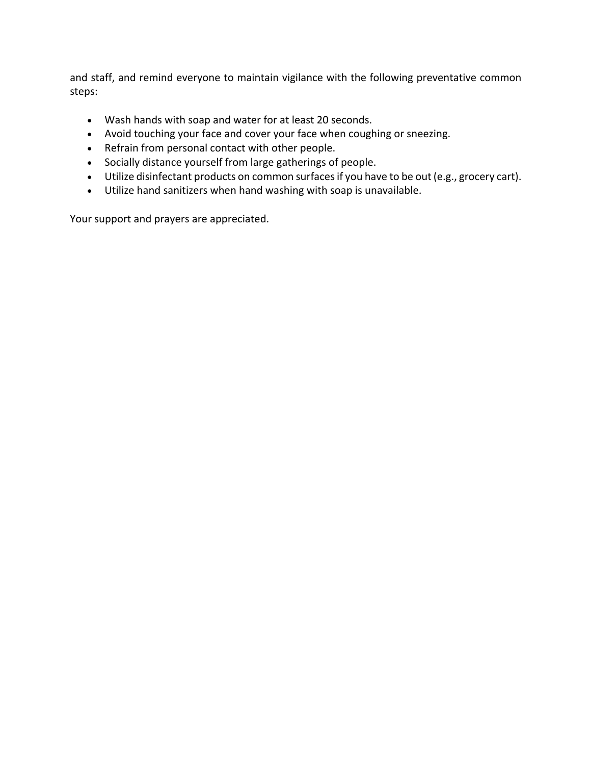and staff, and remind everyone to maintain vigilance with the following preventative common steps:

- Wash hands with soap and water for at least 20 seconds.
- Avoid touching your face and cover your face when coughing or sneezing.
- Refrain from personal contact with other people.
- Socially distance yourself from large gatherings of people.
- Utilize disinfectant products on common surfaces if you have to be out (e.g., grocery cart).
- Utilize hand sanitizers when hand washing with soap is unavailable.

Your support and prayers are appreciated.